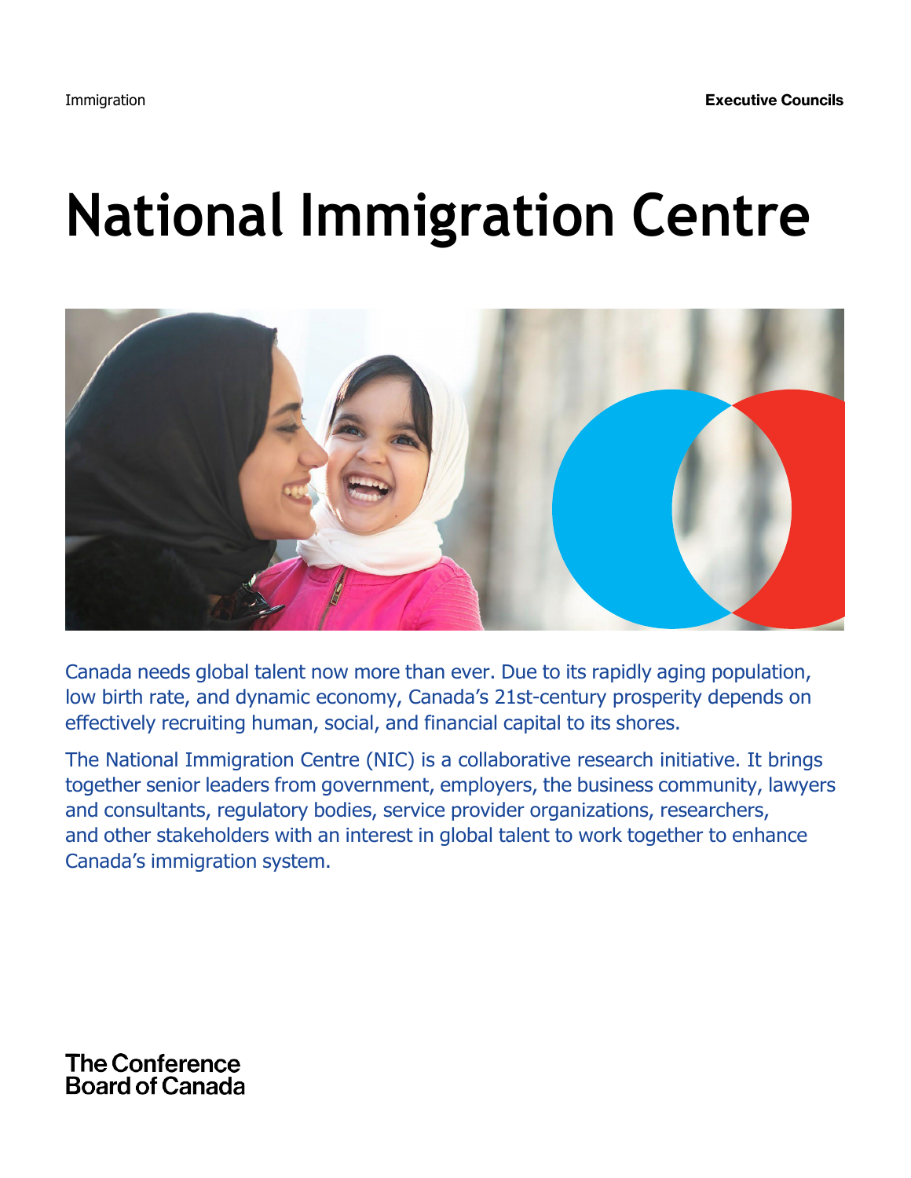Immigration

**Executive Councils**

# National Immigration Centre

Canada needs global talent now more than ever. Due to its rapidly aging population, low birth rate, and dynamic economy, Canada's 21st-century prosperity depends on effectively recruiting human, social, and financial capital to its shores.

The National Immigration Centre (NIC) is a collaborative research initiative. It brings together senior leaders from government, employers, the business community, lawyers and consultants, regulatory bodies, service provider organizations, researchers, and other stakeholders with an interest in global talent to work together to enhance Canada's immigration system.

The Conference Board of Canada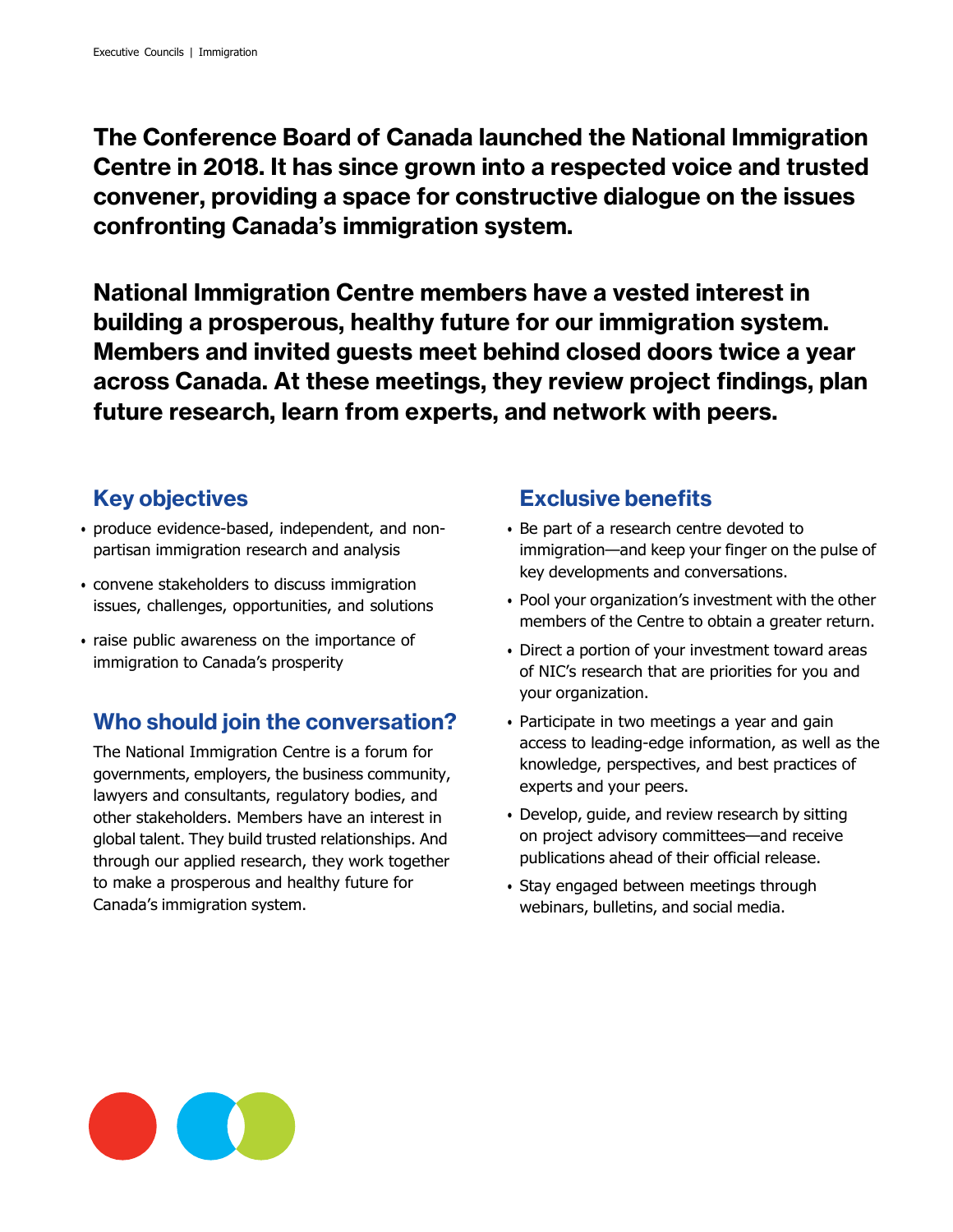**The Conference Board of Canada launched the National Immigration Centre in 2018. It has since grown into a respected voice and trusted convener, providing a space for constructive dialogue on the issues confronting Canada's immigration system.**

**National Immigration Centre members have a vested interest in building a prosperous, healthy future for our immigration system. Members and invited guests meet behind closed doors twice a year across Canada. At these meetings, they review project findings, plan future research, learn from experts, and network with peers.**

## Key objectives

- produce evidence-based, independent, and non-partisan immigration research and analysis
- convene stakeholders to discuss immigration issues, challenges, opportunities, and solutions
- raise public awareness on the importance of immigration to Canada's prosperity

## Who should join the conversation?

The National Immigration Centre is a forum for governments, employers, the business community, lawyers and consultants, regulatory bodies, and other stakeholders. Members have an interest in global talent. They build trusted relationships. And through our applied research, they work together to make a prosperous and healthy future for Canada's immigration system.

## Exclusive benefits

- Be part of a research centre devoted to immigration—and keep your finger on the pulse of key developments and conversations.
- Pool your organization's investment with the other members of the Centre to obtain a greater return.
- Direct a portion of your investment toward areas of NIC's research that are priorities for you and your organization.
- Participate in two meetings a year and gain access to leading-edge information, as well as the knowledge, perspectives, and best practices of experts and your peers.
- Develop, guide, and review research by sitting on project advisory committees—and receive publications ahead of their official release.
- Stay engaged between meetings through webinars, bulletins, and social media.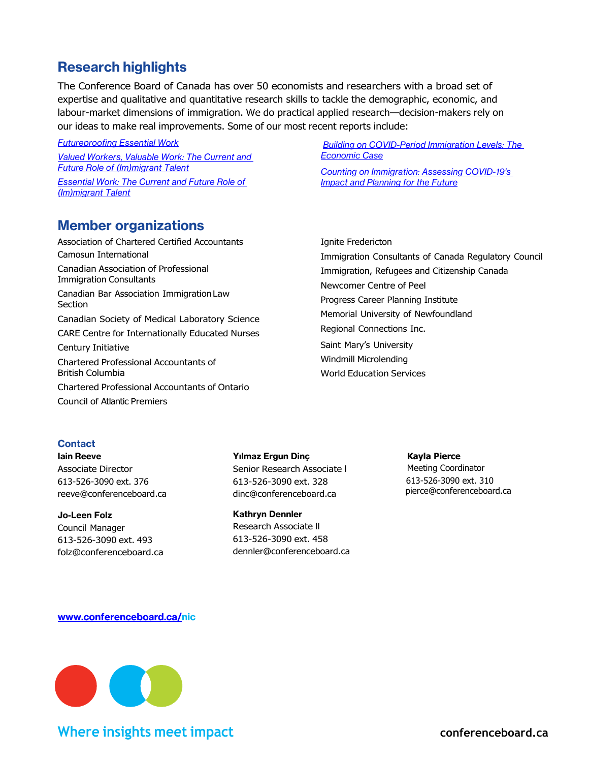## Research highlights

The Conference Board of Canada has over 50 economists and researchers with a broad set of expertise and qualitative and quantitative research skills to tackle the demographic, economic, and labour-market dimensions of immigration. We do practical applied research—decision-makers rely on our ideas to make real improvements. Some of our most recent reports include:

*Futureproofing Essential Work*

*Valued Workers, Valuable Work: The Current and Future Role of (Im)migrant Talent*

*Essential Work: The Current and Future Role of (Im)migrant Talent*

*Building on COVID-Period Immigration Levels: The Economic Case*

*Counting on Immigration: Assessing COVID-19's Impact and Planning for the Future*

## Member organizations

Association of Chartered Certified Accountants

Camosun International

Canadian Association of Professional Immigration Consultants

Canadian Bar Association Immigration Law Section

Canadian Society of Medical Laboratory Science

CARE Centre for Internationally Educated Nurses

Century Initiative

Chartered Professional Accountants of British Columbia

Chartered Professional Accountants of Ontario

Council of Atlantic Premiers

Ignite Fredericton

Immigration Consultants of Canada Regulatory Council

Immigration, Refugees and Citizenship Canada

Newcomer Centre of Peel

Progress Career Planning Institute

Memorial University of Newfoundland

Regional Connections Inc.

Saint Mary's University

Windmill Microlending

World Education Services

### Contact

**Iain Reeve**
Associate Director
613-526-3090 ext. 376
reeve@conferenceboard.ca

**Jo-Leen Folz**
Council Manager
613-526-3090 ext. 493
folz@conferenceboard.ca

**Yılmaz Ergun Dinç**
Senior Research Associate I
613-526-3090 ext. 328
dinc@conferenceboard.ca

**Kathryn Dennler**
Research Associate II
613-526-3090 ext. 458
dennler@conferenceboard.ca

**Kayla Pierce**
Meeting Coordinator
613-526-3090 ext. 310
pierce@conferenceboard.ca

www.conferenceboard.ca/nic

Where insights meet impact

conferenceboard.ca